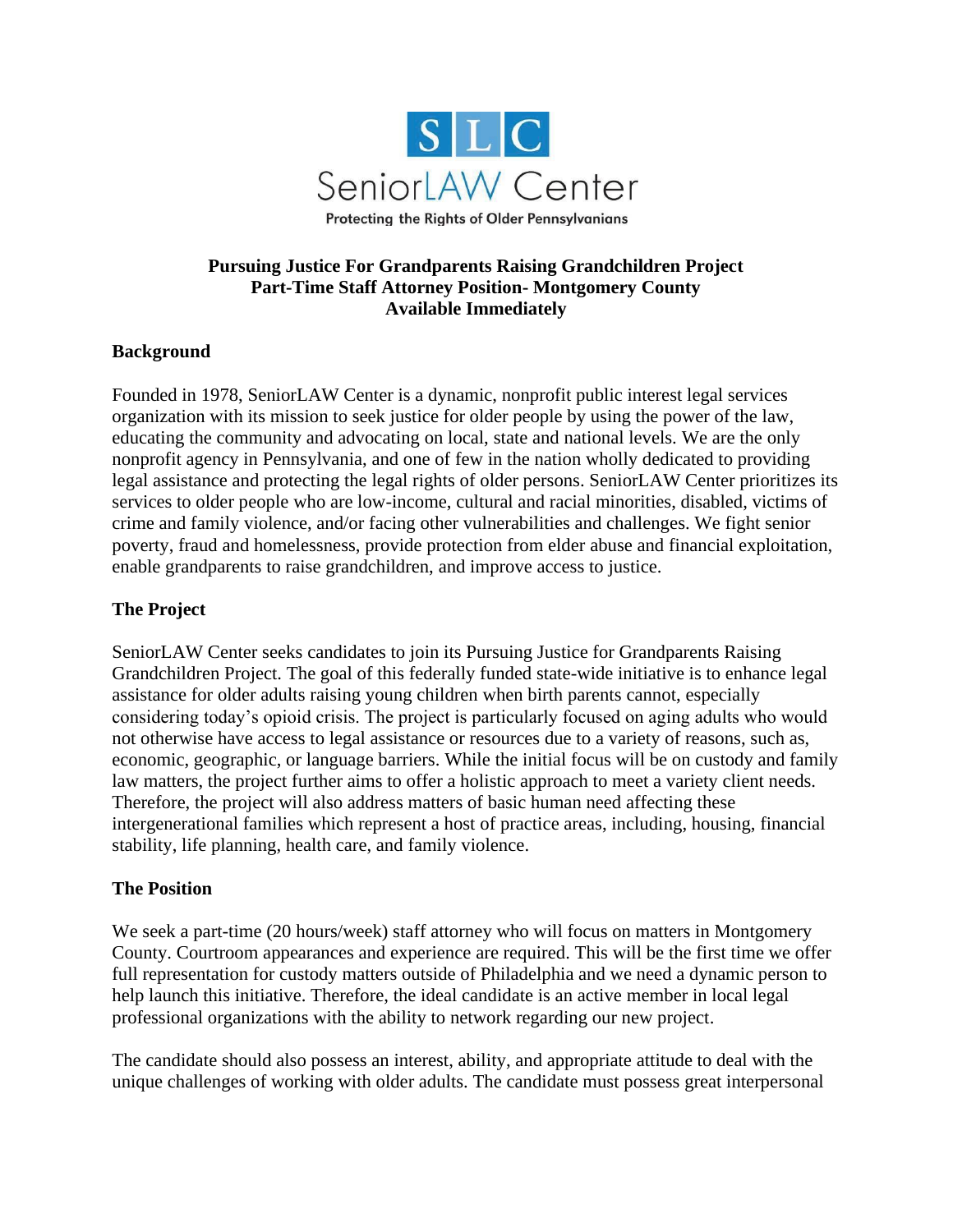SLC

SeniorLAW Center

Protecting the Rights of Older Pennsylvanians

**Pursuing Justice For Grandparents Raising Grandchildren Project**
**Part-Time Staff Attorney Position- Montgomery County**
**Available Immediately**

## Background

Founded in 1978, SeniorLAW Center is a dynamic, nonprofit public interest legal services organization with its mission to seek justice for older people by using the power of the law, educating the community and advocating on local, state and national levels. We are the only nonprofit agency in Pennsylvania, and one of few in the nation wholly dedicated to providing legal assistance and protecting the legal rights of older persons. SeniorLAW Center prioritizes its services to older people who are low-income, cultural and racial minorities, disabled, victims of crime and family violence, and/or facing other vulnerabilities and challenges. We fight senior poverty, fraud and homelessness, provide protection from elder abuse and financial exploitation, enable grandparents to raise grandchildren, and improve access to justice.

## The Project

SeniorLAW Center seeks candidates to join its Pursuing Justice for Grandparents Raising Grandchildren Project. The goal of this federally funded state-wide initiative is to enhance legal assistance for older adults raising young children when birth parents cannot, especially considering today's opioid crisis. The project is particularly focused on aging adults who would not otherwise have access to legal assistance or resources due to a variety of reasons, such as, economic, geographic, or language barriers. While the initial focus will be on custody and family law matters, the project further aims to offer a holistic approach to meet a variety client needs. Therefore, the project will also address matters of basic human need affecting these intergenerational families which represent a host of practice areas, including, housing, financial stability, life planning, health care, and family violence.

## The Position

We seek a part-time (20 hours/week) staff attorney who will focus on matters in Montgomery County. Courtroom appearances and experience are required. This will be the first time we offer full representation for custody matters outside of Philadelphia and we need a dynamic person to help launch this initiative. Therefore, the ideal candidate is an active member in local legal professional organizations with the ability to network regarding our new project.

The candidate should also possess an interest, ability, and appropriate attitude to deal with the unique challenges of working with older adults. The candidate must possess great interpersonal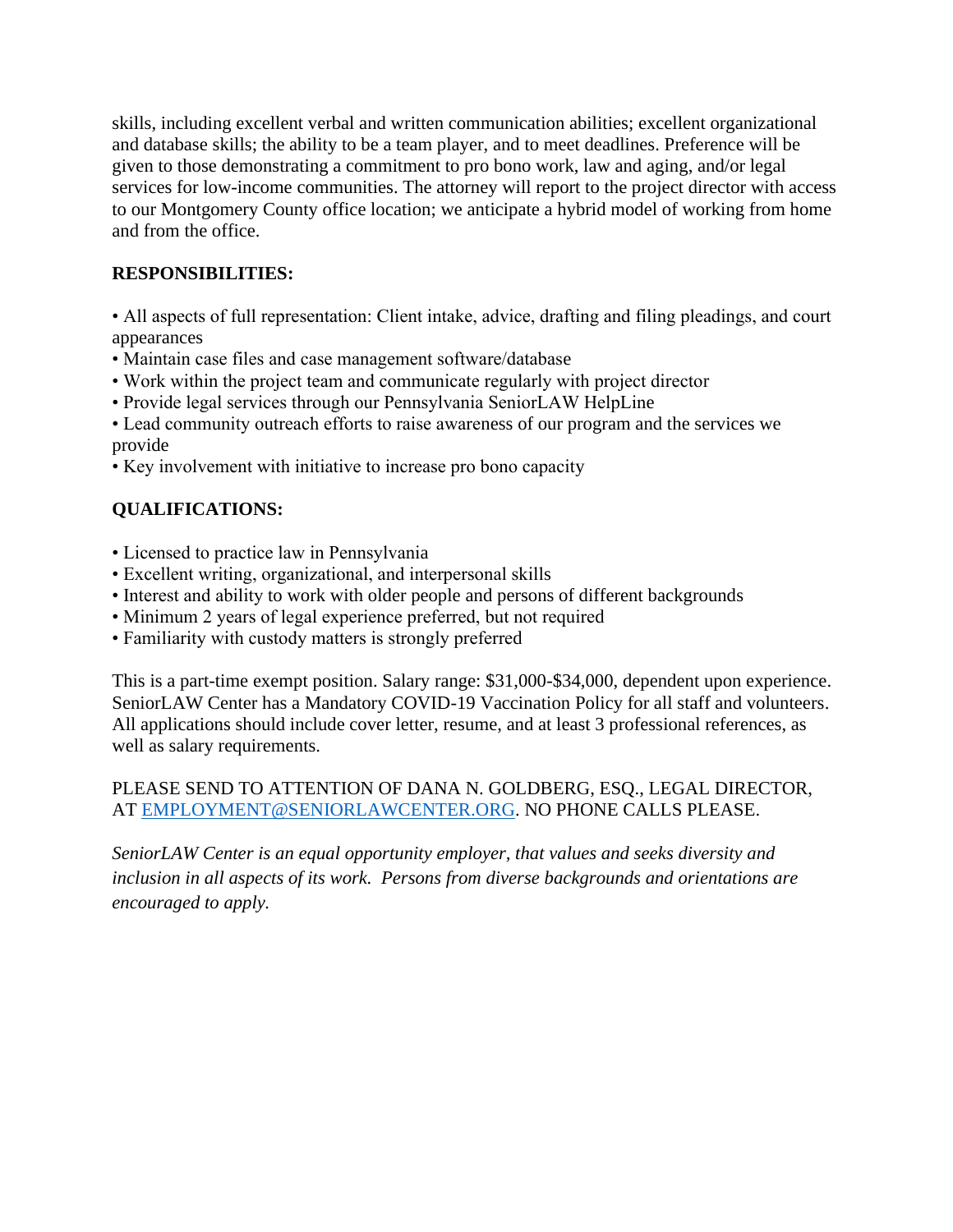skills, including excellent verbal and written communication abilities; excellent organizational and database skills; the ability to be a team player, and to meet deadlines. Preference will be given to those demonstrating a commitment to pro bono work, law and aging, and/or legal services for low-income communities. The attorney will report to the project director with access to our Montgomery County office location; we anticipate a hybrid model of working from home and from the office.

**RESPONSIBILITIES:**

- All aspects of full representation: Client intake, advice, drafting and filing pleadings, and court appearances
- Maintain case files and case management software/database
- Work within the project team and communicate regularly with project director
- Provide legal services through our Pennsylvania SeniorLAW HelpLine
- Lead community outreach efforts to raise awareness of our program and the services we provide
- Key involvement with initiative to increase pro bono capacity

**QUALIFICATIONS:**

- Licensed to practice law in Pennsylvania
- Excellent writing, organizational, and interpersonal skills
- Interest and ability to work with older people and persons of different backgrounds
- Minimum 2 years of legal experience preferred, but not required
- Familiarity with custody matters is strongly preferred

This is a part-time exempt position. Salary range: $31,000-$34,000, dependent upon experience. SeniorLAW Center has a Mandatory COVID-19 Vaccination Policy for all staff and volunteers. All applications should include cover letter, resume, and at least 3 professional references, as well as salary requirements.

PLEASE SEND TO ATTENTION OF DANA N. GOLDBERG, ESQ., LEGAL DIRECTOR, AT EMPLOYMENT@SENIORLAWCENTER.ORG. NO PHONE CALLS PLEASE.

*SeniorLAW Center is an equal opportunity employer, that values and seeks diversity and inclusion in all aspects of its work. Persons from diverse backgrounds and orientations are encouraged to apply.*